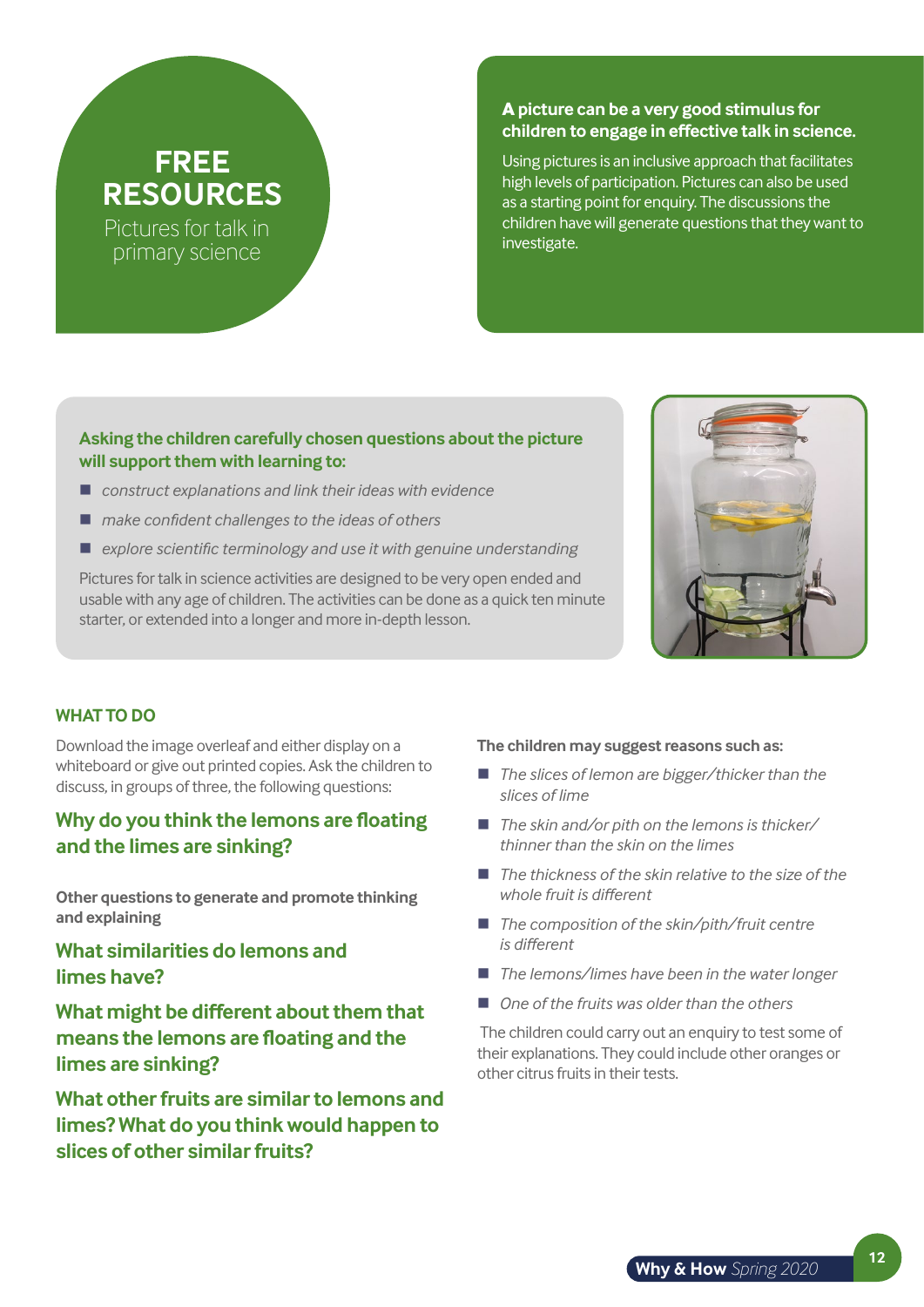# FREE RESOURCES

Pictures for talk in primary science

**A picture can be a very good stimulus for children to engage in effective talk in science.**

Using pictures is an inclusive approach that facilitates high levels of participation. Pictures can also be used as a starting point for enquiry. The discussions the children have will generate questions that they want to investigate.

**Asking the children carefully chosen questions about the picture will support them with learning to:**

- *construct explanations and link their ideas with evidence*
- *make confident challenges to the ideas of others*
- *explore scientific terminology and use it with genuine understanding*

Pictures for talk in science activities are designed to be very open ended and usable with any age of children. The activities can be done as a quick ten minute starter, or extended into a longer and more in-depth lesson.

## WHAT TO DO

Download the image overleaf and either display on a whiteboard or give out printed copies. Ask the children to discuss, in groups of three, the following questions:

### Why do you think the lemons are floating and the limes are sinking?

**Other questions to generate and promote thinking and explaining**

### What similarities do lemons and limes have?

### What might be different about them that means the lemons are floating and the limes are sinking?

### What other fruits are similar to lemons and limes? What do you think would happen to slices of other similar fruits?

**The children may suggest reasons such as:**

- *The slices of lemon are bigger/thicker than the slices of lime*
- *The skin and/or pith on the lemons is thicker/thinner than the skin on the limes*
- *The thickness of the skin relative to the size of the whole fruit is different*
- *The composition of the skin/pith/fruit centre is different*
- *The lemons/limes have been in the water longer*
- *One of the fruits was older than the others*

The children could carry out an enquiry to test some of their explanations. They could include other oranges or other citrus fruits in their tests.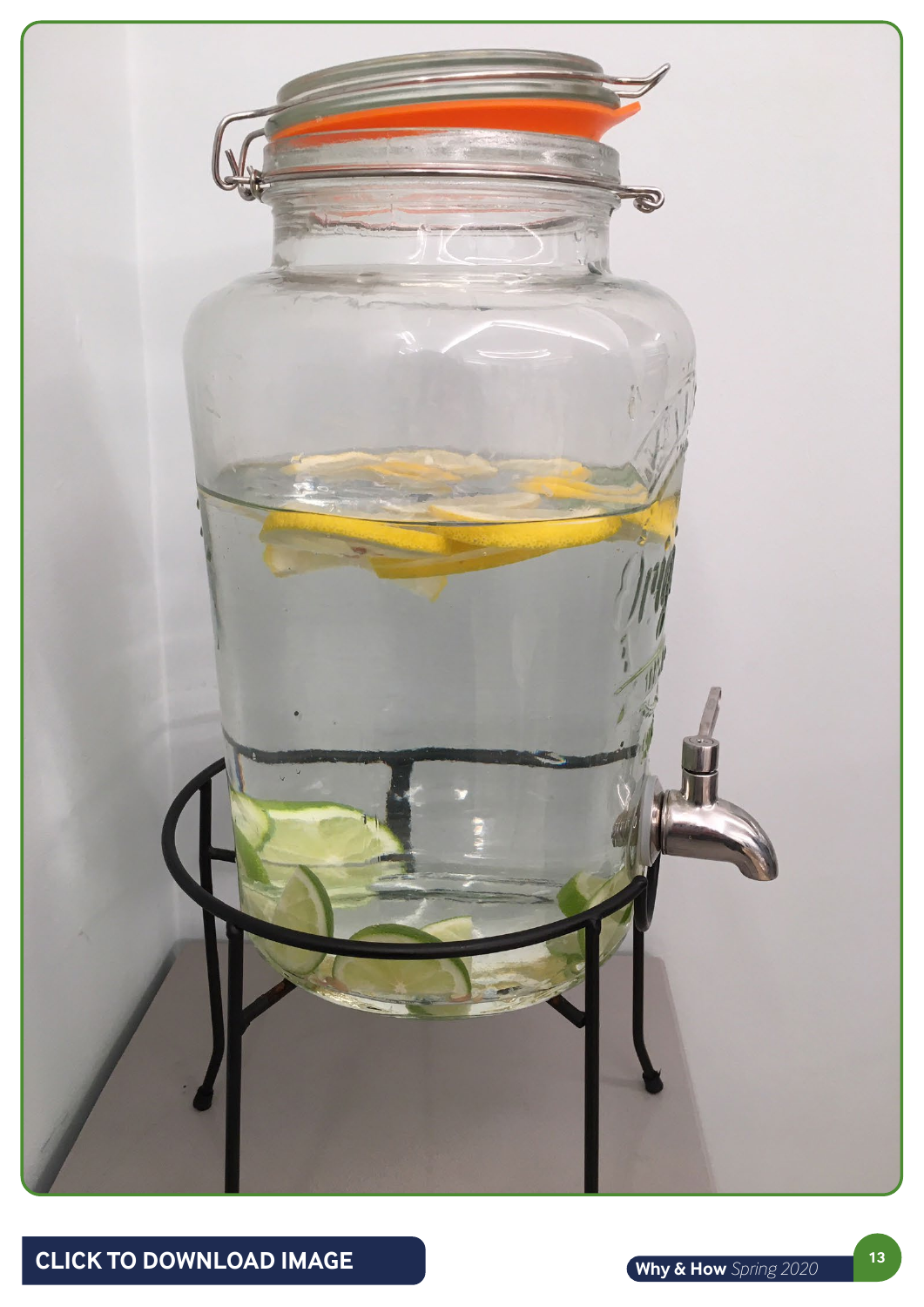**CLICK TO DOWNLOAD IMAGE**